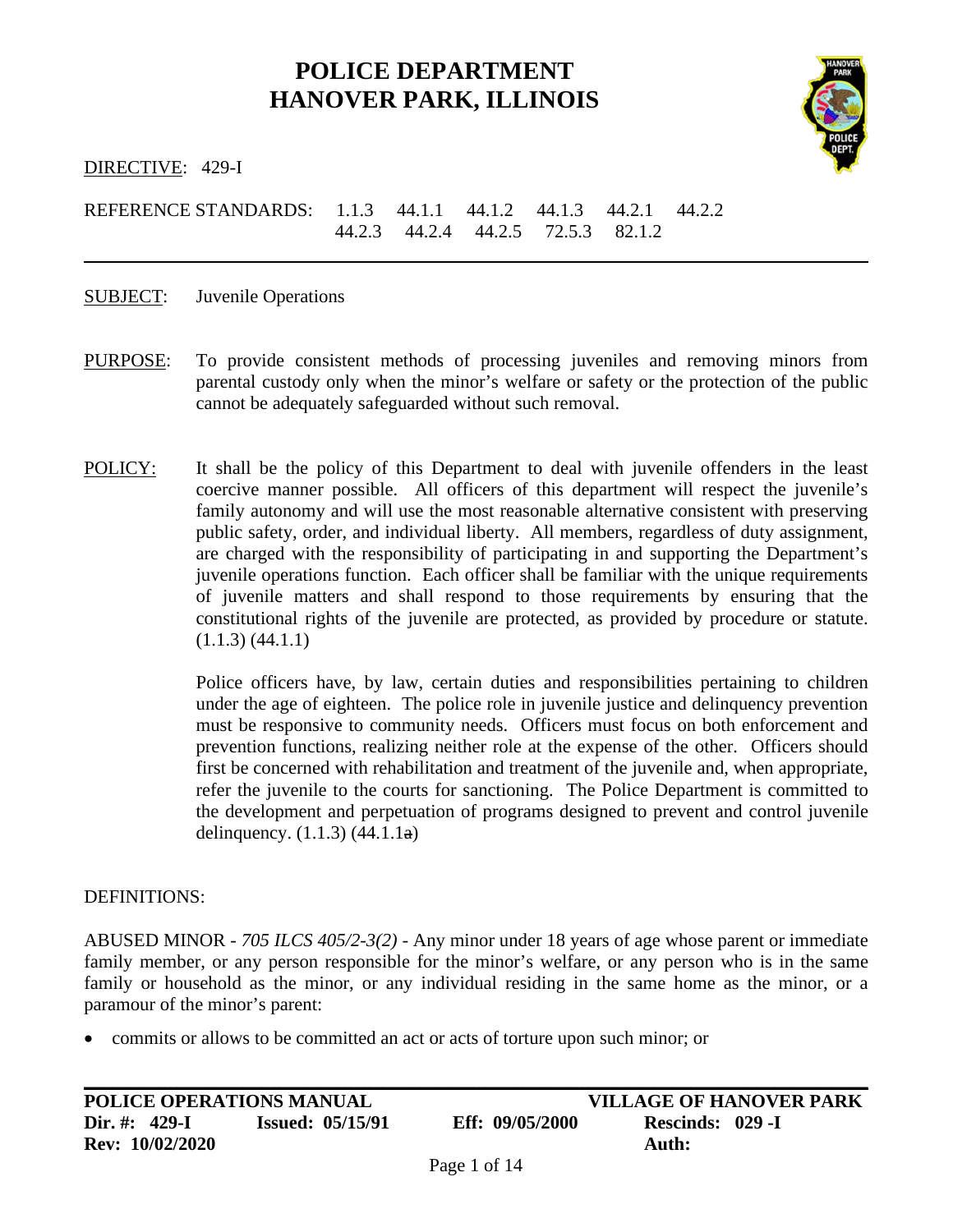# POLICE DEPARTMENT
# HANOVER PARK, ILLINOIS

DIRECTIVE: 429-I

REFERENCE STANDARDS: 1.1.3 44.1.1 44.1.2 44.1.3 44.2.1 44.2.2 44.2.3 44.2.4 44.2.5 72.5.3 82.1.2

---

SUBJECT: Juvenile Operations

PURPOSE: To provide consistent methods of processing juveniles and removing minors from parental custody only when the minor's welfare or safety or the protection of the public cannot be adequately safeguarded without such removal.

POLICY: It shall be the policy of this Department to deal with juvenile offenders in the least coercive manner possible. All officers of this department will respect the juvenile's family autonomy and will use the most reasonable alternative consistent with preserving public safety, order, and individual liberty. All members, regardless of duty assignment, are charged with the responsibility of participating in and supporting the Department's juvenile operations function. Each officer shall be familiar with the unique requirements of juvenile matters and shall respond to those requirements by ensuring that the constitutional rights of the juvenile are protected, as provided by procedure or statute. (1.1.3) (44.1.1)

Police officers have, by law, certain duties and responsibilities pertaining to children under the age of eighteen. The police role in juvenile justice and delinquency prevention must be responsive to community needs. Officers must focus on both enforcement and prevention functions, realizing neither role at the expense of the other. Officers should first be concerned with rehabilitation and treatment of the juvenile and, when appropriate, refer the juvenile to the courts for sanctioning. The Police Department is committed to the development and perpetuation of programs designed to prevent and control juvenile delinquency. (1.1.3) (44.1.1~~a~~)

DEFINITIONS:

ABUSED MINOR - *705 ILCS 405/2-3(2)* - Any minor under 18 years of age whose parent or immediate family member, or any person responsible for the minor's welfare, or any person who is in the same family or household as the minor, or any individual residing in the same home as the minor, or a paramour of the minor's parent:

- commits or allows to be committed an act or acts of torture upon such minor; or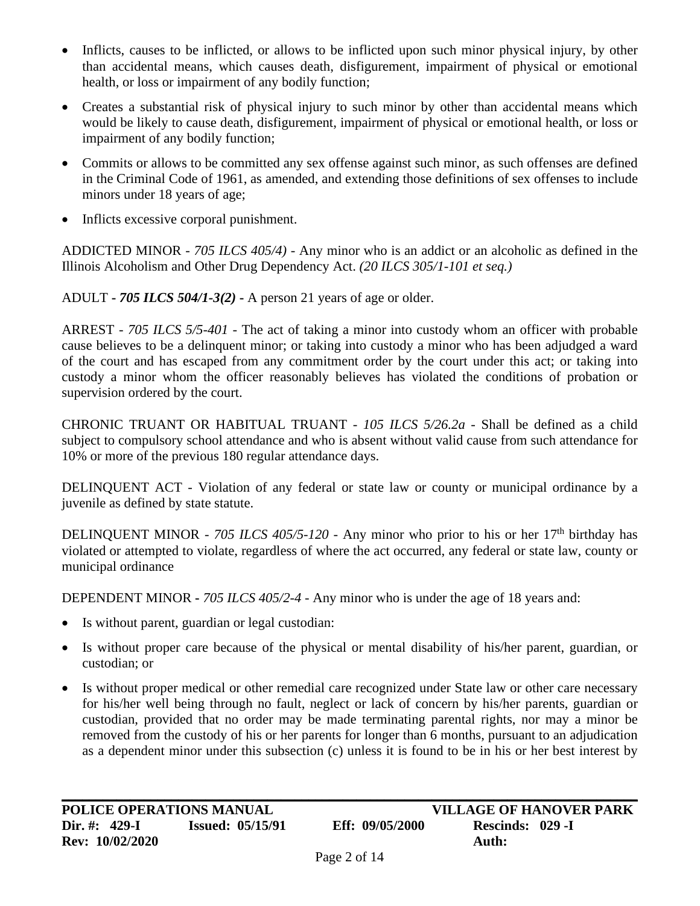- Inflicts, causes to be inflicted, or allows to be inflicted upon such minor physical injury, by other than accidental means, which causes death, disfigurement, impairment of physical or emotional health, or loss or impairment of any bodily function;
- Creates a substantial risk of physical injury to such minor by other than accidental means which would be likely to cause death, disfigurement, impairment of physical or emotional health, or loss or impairment of any bodily function;
- Commits or allows to be committed any sex offense against such minor, as such offenses are defined in the Criminal Code of 1961, as amended, and extending those definitions of sex offenses to include minors under 18 years of age;
- Inflicts excessive corporal punishment.

ADDICTED MINOR - *705 ILCS 405/4)* - Any minor who is an addict or an alcoholic as defined in the Illinois Alcoholism and Other Drug Dependency Act. *(20 ILCS 305/1-101 et seq.)*

ADULT **-** ***705 ILCS 504/1-3(2)*** **-** A person 21 years of age or older.

ARREST - *705 ILCS 5/5-401* - The act of taking a minor into custody whom an officer with probable cause believes to be a delinquent minor; or taking into custody a minor who has been adjudged a ward of the court and has escaped from any commitment order by the court under this act; or taking into custody a minor whom the officer reasonably believes has violated the conditions of probation or supervision ordered by the court.

CHRONIC TRUANT OR HABITUAL TRUANT - *105 ILCS 5/26.2a* - Shall be defined as a child subject to compulsory school attendance and who is absent without valid cause from such attendance for 10% or more of the previous 180 regular attendance days.

DELINQUENT ACT - Violation of any federal or state law or county or municipal ordinance by a juvenile as defined by state statute.

DELINQUENT MINOR - *705 ILCS 405/5-120* - Any minor who prior to his or her 17th birthday has violated or attempted to violate, regardless of where the act occurred, any federal or state law, county or municipal ordinance

DEPENDENT MINOR **-** *705 ILCS 405/2-4* - Any minor who is under the age of 18 years and:

- Is without parent, guardian or legal custodian:
- Is without proper care because of the physical or mental disability of his/her parent, guardian, or custodian; or
- Is without proper medical or other remedial care recognized under State law or other care necessary for his/her well being through no fault, neglect or lack of concern by his/her parents, guardian or custodian, provided that no order may be made terminating parental rights, nor may a minor be removed from the custody of his or her parents for longer than 6 months, pursuant to an adjudication as a dependent minor under this subsection (c) unless it is found to be in his or her best interest by

**POLICE OPERATIONS MANUAL** **VILLAGE OF HANOVER PARK**
**Dir. #: 429-I** **Issued: 05/15/91** **Eff: 09/05/2000** **Rescinds: 029 -I**
**Rev: 10/02/2020** **Auth:**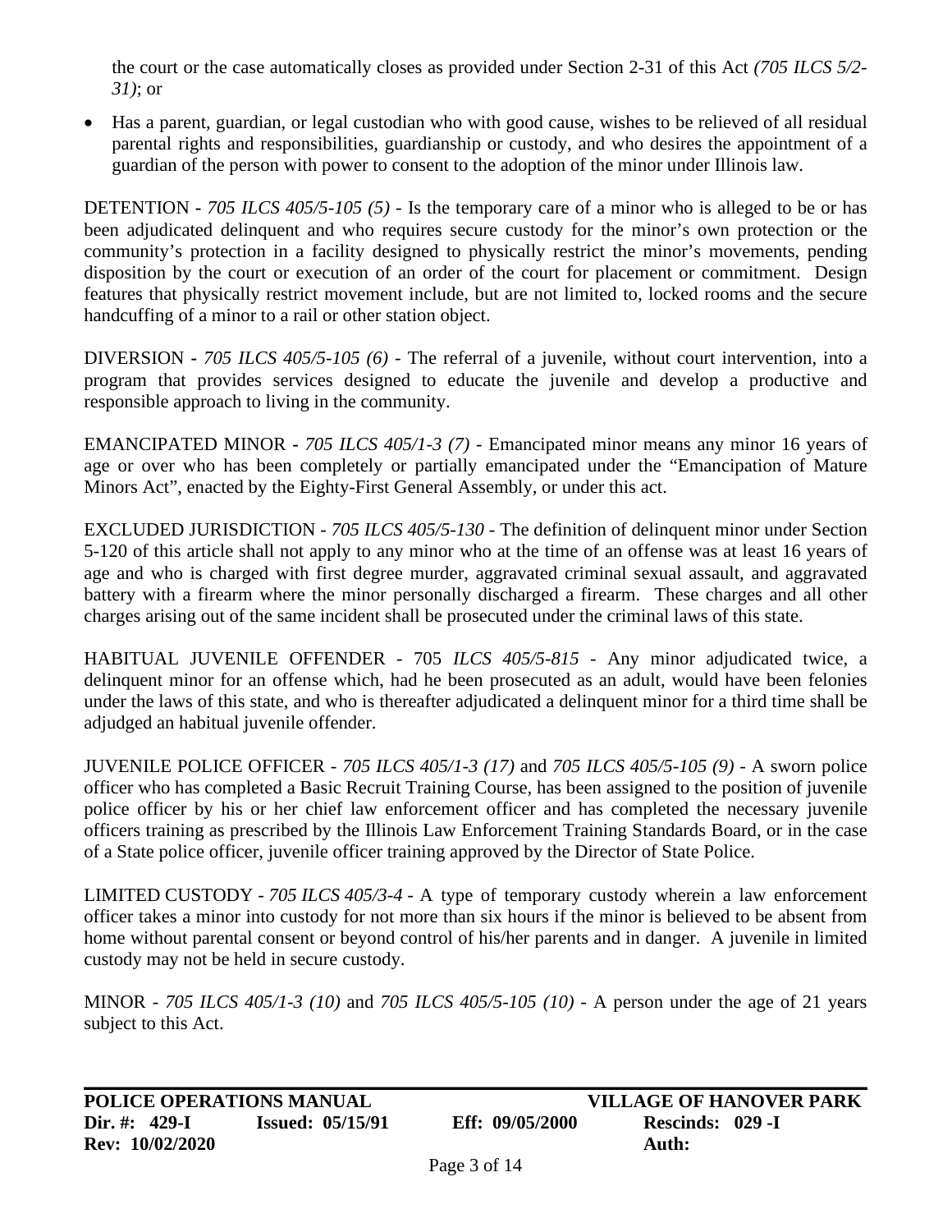the court or the case automatically closes as provided under Section 2-31 of this Act *(705 ILCS 5/2-31)*; or

- Has a parent, guardian, or legal custodian who with good cause, wishes to be relieved of all residual parental rights and responsibilities, guardianship or custody, and who desires the appointment of a guardian of the person with power to consent to the adoption of the minor under Illinois law.

DETENTION - *705 ILCS 405/5-105 (5)* - Is the temporary care of a minor who is alleged to be or has been adjudicated delinquent and who requires secure custody for the minor's own protection or the community's protection in a facility designed to physically restrict the minor's movements, pending disposition by the court or execution of an order of the court for placement or commitment. Design features that physically restrict movement include, but are not limited to, locked rooms and the secure handcuffing of a minor to a rail or other station object.

DIVERSION - *705 ILCS 405/5-105 (6)* - The referral of a juvenile, without court intervention, into a program that provides services designed to educate the juvenile and develop a productive and responsible approach to living in the community.

EMANCIPATED MINOR - *705 ILCS 405/1-3 (7)* - Emancipated minor means any minor 16 years of age or over who has been completely or partially emancipated under the "Emancipation of Mature Minors Act", enacted by the Eighty-First General Assembly, or under this act.

EXCLUDED JURISDICTION - *705 ILCS 405/5-130* - The definition of delinquent minor under Section 5-120 of this article shall not apply to any minor who at the time of an offense was at least 16 years of age and who is charged with first degree murder, aggravated criminal sexual assault, and aggravated battery with a firearm where the minor personally discharged a firearm. These charges and all other charges arising out of the same incident shall be prosecuted under the criminal laws of this state.

HABITUAL JUVENILE OFFENDER - 705 *ILCS 405/5-815* - Any minor adjudicated twice, a delinquent minor for an offense which, had he been prosecuted as an adult, would have been felonies under the laws of this state, and who is thereafter adjudicated a delinquent minor for a third time shall be adjudged an habitual juvenile offender.

JUVENILE POLICE OFFICER - *705 ILCS 405/1-3 (17)* and *705 ILCS 405/5-105 (9)* - A sworn police officer who has completed a Basic Recruit Training Course, has been assigned to the position of juvenile police officer by his or her chief law enforcement officer and has completed the necessary juvenile officers training as prescribed by the Illinois Law Enforcement Training Standards Board, or in the case of a State police officer, juvenile officer training approved by the Director of State Police.

LIMITED CUSTODY - *705 ILCS 405/3-4* - A type of temporary custody wherein a law enforcement officer takes a minor into custody for not more than six hours if the minor is believed to be absent from home without parental consent or beyond control of his/her parents and in danger. A juvenile in limited custody may not be held in secure custody.

MINOR - *705 ILCS 405/1-3 (10)* and *705 ILCS 405/5-105 (10)* - A person under the age of 21 years subject to this Act.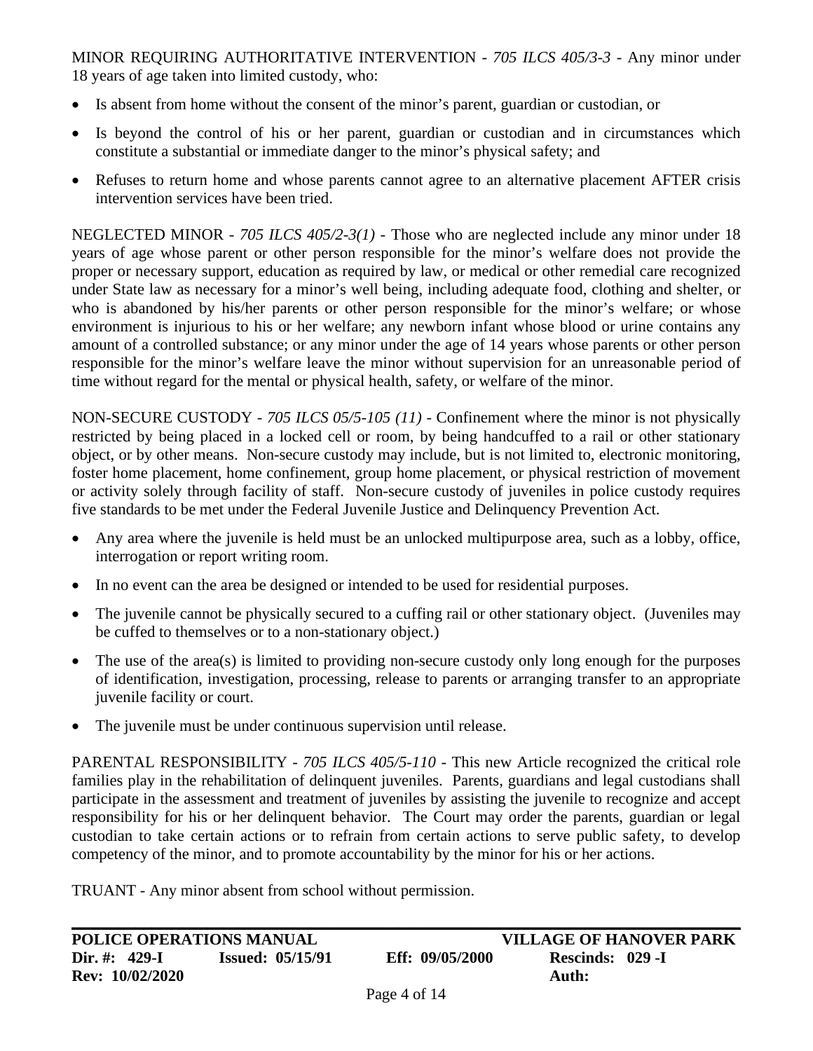MINOR REQUIRING AUTHORITATIVE INTERVENTION - *705 ILCS 405/3-3* - Any minor under 18 years of age taken into limited custody, who:

- Is absent from home without the consent of the minor's parent, guardian or custodian, or
- Is beyond the control of his or her parent, guardian or custodian and in circumstances which constitute a substantial or immediate danger to the minor's physical safety; and
- Refuses to return home and whose parents cannot agree to an alternative placement AFTER crisis intervention services have been tried.

NEGLECTED MINOR - *705 ILCS 405/2-3(1)* - Those who are neglected include any minor under 18 years of age whose parent or other person responsible for the minor's welfare does not provide the proper or necessary support, education as required by law, or medical or other remedial care recognized under State law as necessary for a minor's well being, including adequate food, clothing and shelter, or who is abandoned by his/her parents or other person responsible for the minor's welfare; or whose environment is injurious to his or her welfare; any newborn infant whose blood or urine contains any amount of a controlled substance; or any minor under the age of 14 years whose parents or other person responsible for the minor's welfare leave the minor without supervision for an unreasonable period of time without regard for the mental or physical health, safety, or welfare of the minor.

NON-SECURE CUSTODY - *705 ILCS 05/5-105 (11)* - Confinement where the minor is not physically restricted by being placed in a locked cell or room, by being handcuffed to a rail or other stationary object, or by other means. Non-secure custody may include, but is not limited to, electronic monitoring, foster home placement, home confinement, group home placement, or physical restriction of movement or activity solely through facility of staff. Non-secure custody of juveniles in police custody requires five standards to be met under the Federal Juvenile Justice and Delinquency Prevention Act.

- Any area where the juvenile is held must be an unlocked multipurpose area, such as a lobby, office, interrogation or report writing room.
- In no event can the area be designed or intended to be used for residential purposes.
- The juvenile cannot be physically secured to a cuffing rail or other stationary object. (Juveniles may be cuffed to themselves or to a non-stationary object.)
- The use of the area(s) is limited to providing non-secure custody only long enough for the purposes of identification, investigation, processing, release to parents or arranging transfer to an appropriate juvenile facility or court.
- The juvenile must be under continuous supervision until release.

PARENTAL RESPONSIBILITY - *705 ILCS 405/5-110* - This new Article recognized the critical role families play in the rehabilitation of delinquent juveniles. Parents, guardians and legal custodians shall participate in the assessment and treatment of juveniles by assisting the juvenile to recognize and accept responsibility for his or her delinquent behavior. The Court may order the parents, guardian or legal custodian to take certain actions or to refrain from certain actions to serve public safety, to develop competency of the minor, and to promote accountability by the minor for his or her actions.

TRUANT - Any minor absent from school without permission.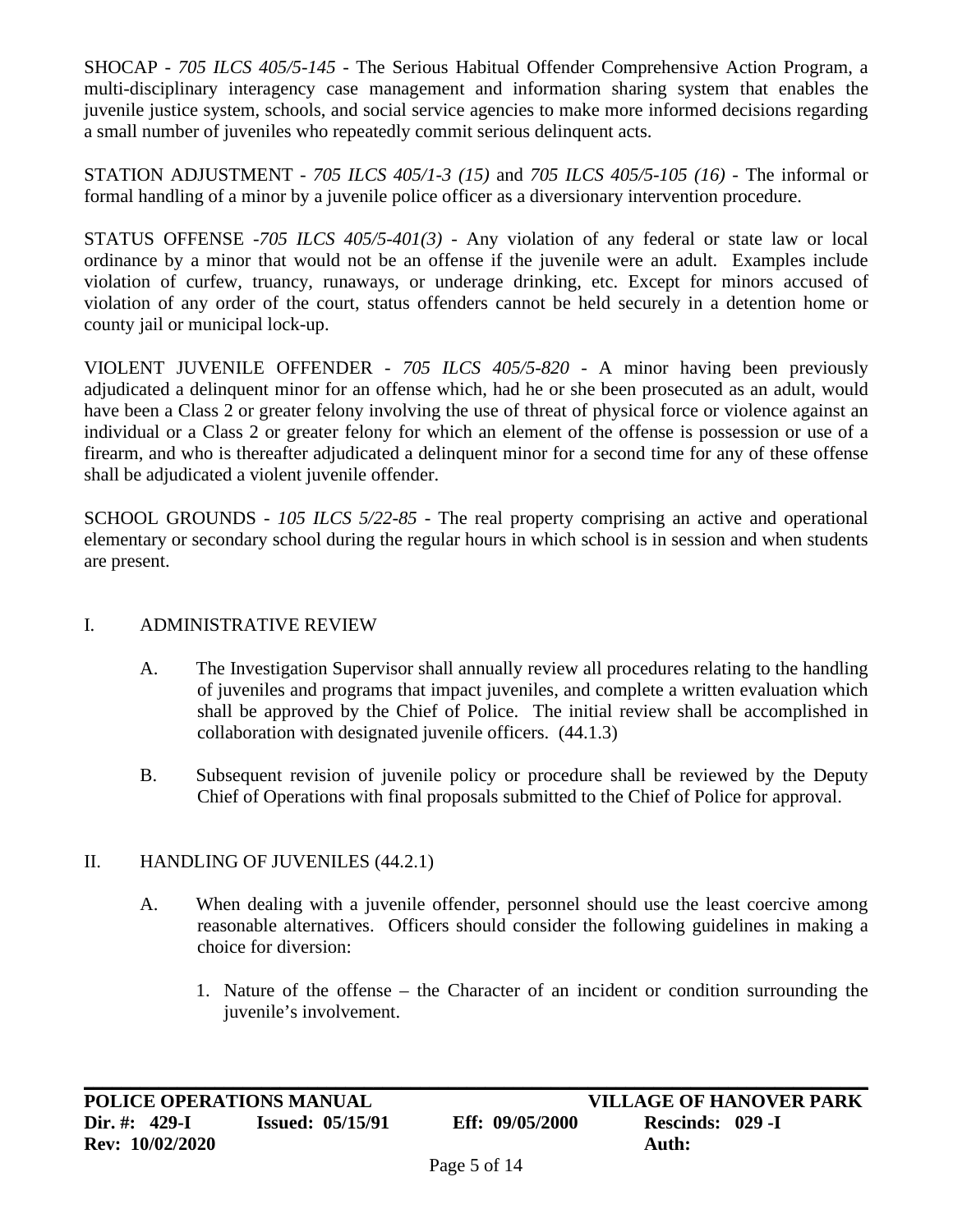SHOCAP - *705 ILCS 405/5-145* - The Serious Habitual Offender Comprehensive Action Program, a multi-disciplinary interagency case management and information sharing system that enables the juvenile justice system, schools, and social service agencies to make more informed decisions regarding a small number of juveniles who repeatedly commit serious delinquent acts.

STATION ADJUSTMENT - *705 ILCS 405/1-3 (15)* and *705 ILCS 405/5-105 (16)* - The informal or formal handling of a minor by a juvenile police officer as a diversionary intervention procedure.

STATUS OFFENSE -*705 ILCS 405/5-401(3)* - Any violation of any federal or state law or local ordinance by a minor that would not be an offense if the juvenile were an adult. Examples include violation of curfew, truancy, runaways, or underage drinking, etc. Except for minors accused of violation of any order of the court, status offenders cannot be held securely in a detention home or county jail or municipal lock-up.

VIOLENT JUVENILE OFFENDER - *705 ILCS 405/5-820* - A minor having been previously adjudicated a delinquent minor for an offense which, had he or she been prosecuted as an adult, would have been a Class 2 or greater felony involving the use of threat of physical force or violence against an individual or a Class 2 or greater felony for which an element of the offense is possession or use of a firearm, and who is thereafter adjudicated a delinquent minor for a second time for any of these offense shall be adjudicated a violent juvenile offender.

SCHOOL GROUNDS - *105 ILCS 5/22-85* - The real property comprising an active and operational elementary or secondary school during the regular hours in which school is in session and when students are present.

## I. ADMINISTRATIVE REVIEW

A. The Investigation Supervisor shall annually review all procedures relating to the handling of juveniles and programs that impact juveniles, and complete a written evaluation which shall be approved by the Chief of Police. The initial review shall be accomplished in collaboration with designated juvenile officers. (44.1.3)

B. Subsequent revision of juvenile policy or procedure shall be reviewed by the Deputy Chief of Operations with final proposals submitted to the Chief of Police for approval.

## II. HANDLING OF JUVENILES (44.2.1)

A. When dealing with a juvenile offender, personnel should use the least coercive among reasonable alternatives. Officers should consider the following guidelines in making a choice for diversion:

1. Nature of the offense – the Character of an incident or condition surrounding the juvenile's involvement.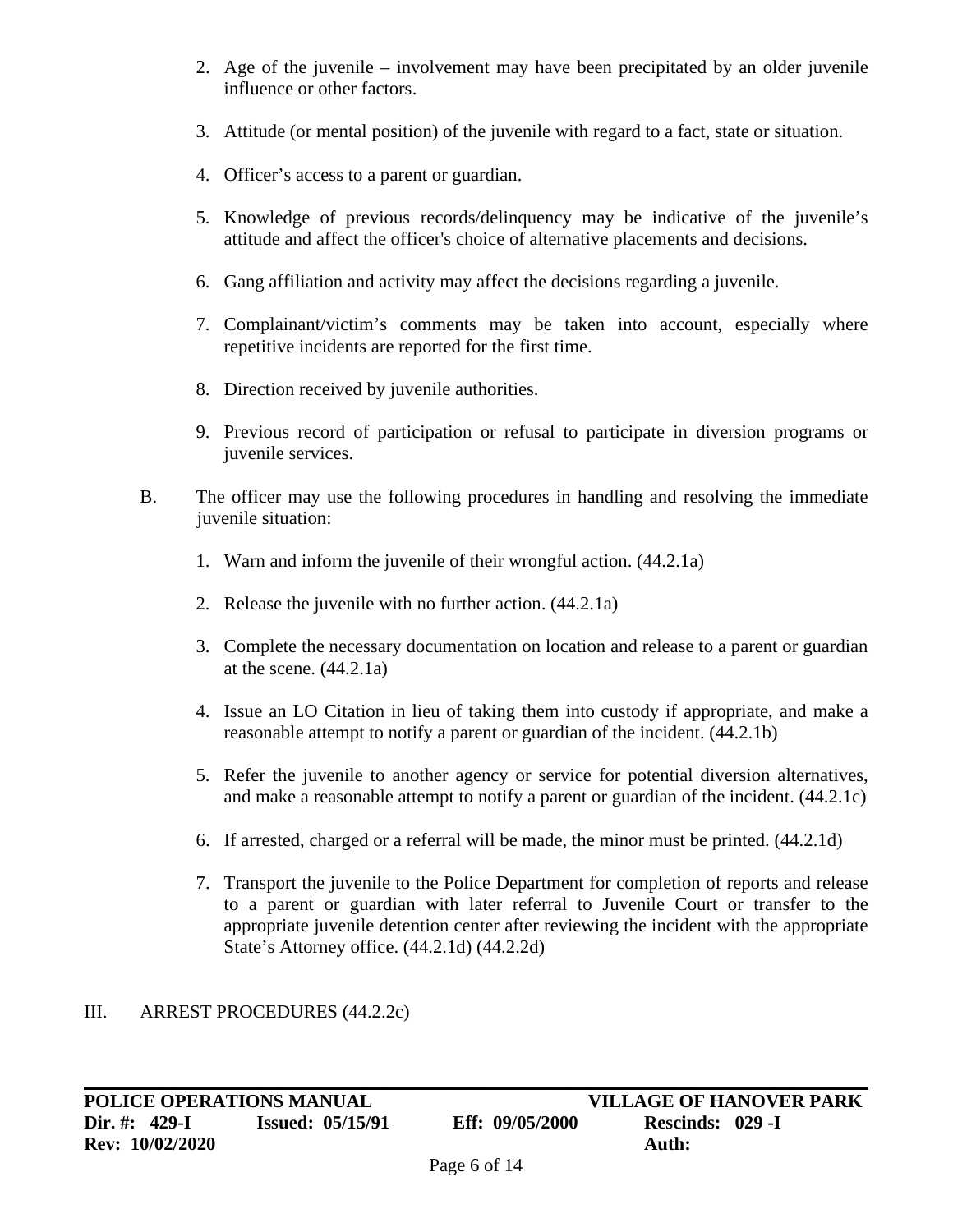2. Age of the juvenile – involvement may have been precipitated by an older juvenile influence or other factors.

3. Attitude (or mental position) of the juvenile with regard to a fact, state or situation.

4. Officer's access to a parent or guardian.

5. Knowledge of previous records/delinquency may be indicative of the juvenile's attitude and affect the officer's choice of alternative placements and decisions.

6. Gang affiliation and activity may affect the decisions regarding a juvenile.

7. Complainant/victim's comments may be taken into account, especially where repetitive incidents are reported for the first time.

8. Direction received by juvenile authorities.

9. Previous record of participation or refusal to participate in diversion programs or juvenile services.

B. The officer may use the following procedures in handling and resolving the immediate juvenile situation:

1. Warn and inform the juvenile of their wrongful action. (44.2.1a)

2. Release the juvenile with no further action. (44.2.1a)

3. Complete the necessary documentation on location and release to a parent or guardian at the scene. (44.2.1a)

4. Issue an LO Citation in lieu of taking them into custody if appropriate, and make a reasonable attempt to notify a parent or guardian of the incident. (44.2.1b)

5. Refer the juvenile to another agency or service for potential diversion alternatives, and make a reasonable attempt to notify a parent or guardian of the incident. (44.2.1c)

6. If arrested, charged or a referral will be made, the minor must be printed. (44.2.1d)

7. Transport the juvenile to the Police Department for completion of reports and release to a parent or guardian with later referral to Juvenile Court or transfer to the appropriate juvenile detention center after reviewing the incident with the appropriate State's Attorney office. (44.2.1d) (44.2.2d)

## III. ARREST PROCEDURES (44.2.2c)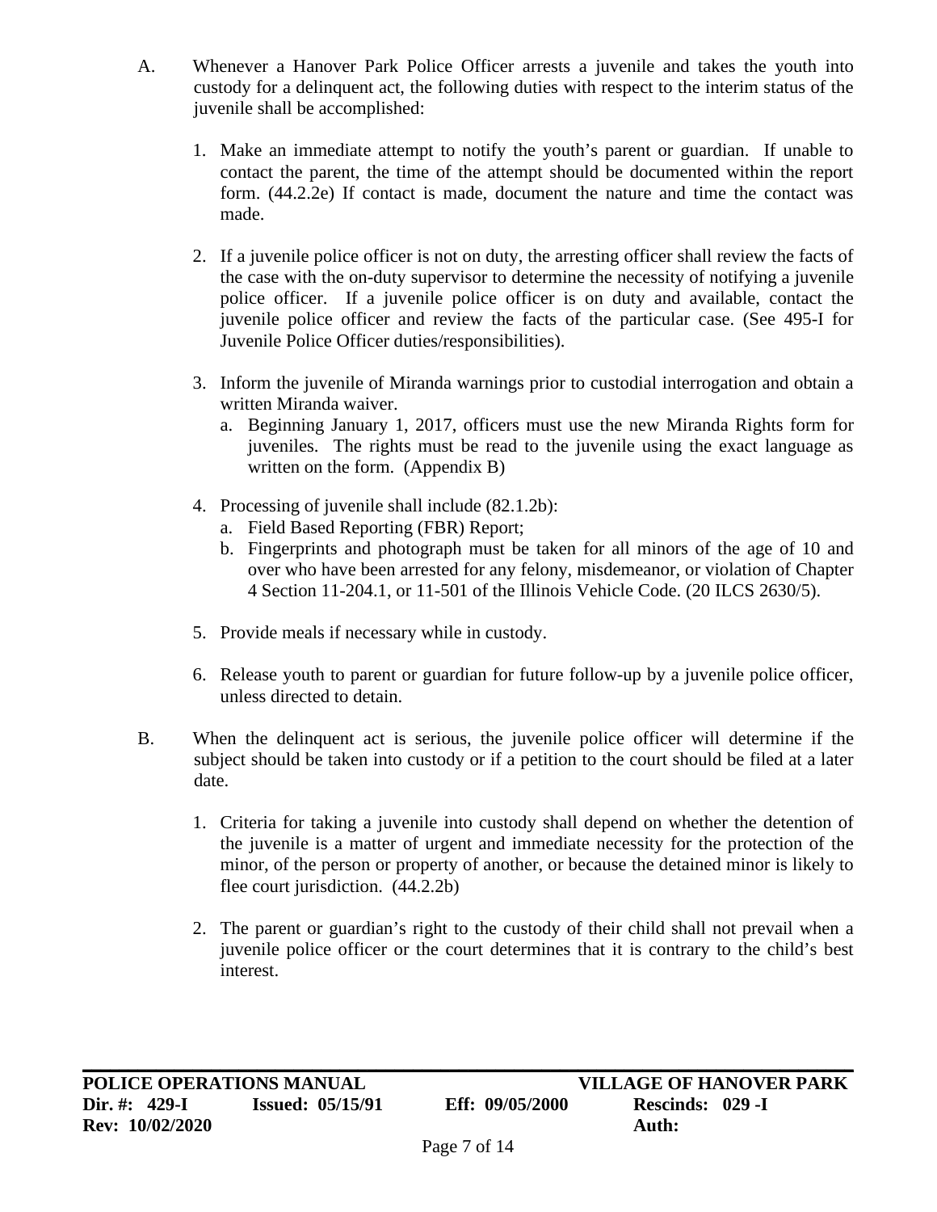A. Whenever a Hanover Park Police Officer arrests a juvenile and takes the youth into custody for a delinquent act, the following duties with respect to the interim status of the juvenile shall be accomplished:

   1. Make an immediate attempt to notify the youth's parent or guardian. If unable to contact the parent, the time of the attempt should be documented within the report form. (44.2.2e) If contact is made, document the nature and time the contact was made.

   2. If a juvenile police officer is not on duty, the arresting officer shall review the facts of the case with the on-duty supervisor to determine the necessity of notifying a juvenile police officer. If a juvenile police officer is on duty and available, contact the juvenile police officer and review the facts of the particular case. (See 495-I for Juvenile Police Officer duties/responsibilities).

   3. Inform the juvenile of Miranda warnings prior to custodial interrogation and obtain a written Miranda waiver.
      a. Beginning January 1, 2017, officers must use the new Miranda Rights form for juveniles. The rights must be read to the juvenile using the exact language as written on the form. (Appendix B)

   4. Processing of juvenile shall include (82.1.2b):
      a. Field Based Reporting (FBR) Report;
      b. Fingerprints and photograph must be taken for all minors of the age of 10 and over who have been arrested for any felony, misdemeanor, or violation of Chapter 4 Section 11-204.1, or 11-501 of the Illinois Vehicle Code. (20 ILCS 2630/5).

   5. Provide meals if necessary while in custody.

   6. Release youth to parent or guardian for future follow-up by a juvenile police officer, unless directed to detain.

B. When the delinquent act is serious, the juvenile police officer will determine if the subject should be taken into custody or if a petition to the court should be filed at a later date.

   1. Criteria for taking a juvenile into custody shall depend on whether the detention of the juvenile is a matter of urgent and immediate necessity for the protection of the minor, of the person or property of another, or because the detained minor is likely to flee court jurisdiction. (44.2.2b)

   2. The parent or guardian's right to the custody of their child shall not prevail when a juvenile police officer or the court determines that it is contrary to the child's best interest.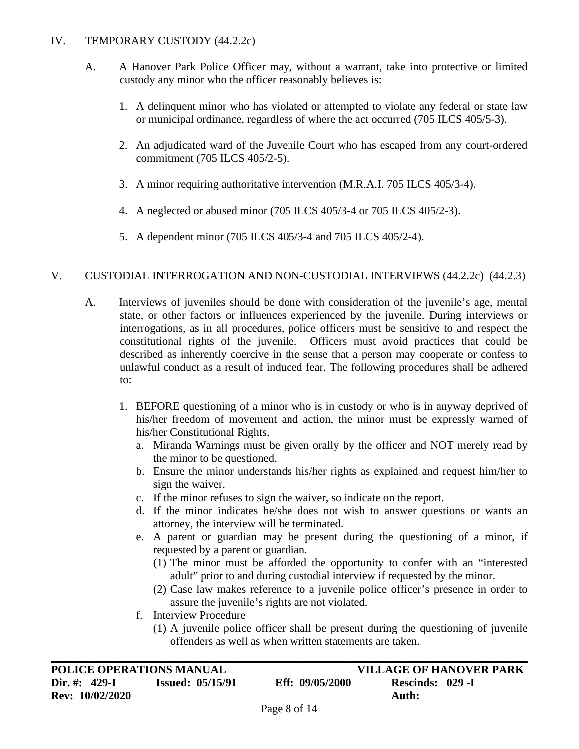## IV. TEMPORARY CUSTODY (44.2.2c)

A. A Hanover Park Police Officer may, without a warrant, take into protective or limited custody any minor who the officer reasonably believes is:

1. A delinquent minor who has violated or attempted to violate any federal or state law or municipal ordinance, regardless of where the act occurred (705 ILCS 405/5-3).
2. An adjudicated ward of the Juvenile Court who has escaped from any court-ordered commitment (705 ILCS 405/2-5).
3. A minor requiring authoritative intervention (M.R.A.I. 705 ILCS 405/3-4).
4. A neglected or abused minor (705 ILCS 405/3-4 or 705 ILCS 405/2-3).
5. A dependent minor (705 ILCS 405/3-4 and 705 ILCS 405/2-4).

## V. CUSTODIAL INTERROGATION AND NON-CUSTODIAL INTERVIEWS (44.2.2c) (44.2.3)

A. Interviews of juveniles should be done with consideration of the juvenile's age, mental state, or other factors or influences experienced by the juvenile. During interviews or interrogations, as in all procedures, police officers must be sensitive to and respect the constitutional rights of the juvenile. Officers must avoid practices that could be described as inherently coercive in the sense that a person may cooperate or confess to unlawful conduct as a result of induced fear. The following procedures shall be adhered to:

1. BEFORE questioning of a minor who is in custody or who is in anyway deprived of his/her freedom of movement and action, the minor must be expressly warned of his/her Constitutional Rights.
   a. Miranda Warnings must be given orally by the officer and NOT merely read by the minor to be questioned.
   b. Ensure the minor understands his/her rights as explained and request him/her to sign the waiver.
   c. If the minor refuses to sign the waiver, so indicate on the report.
   d. If the minor indicates he/she does not wish to answer questions or wants an attorney, the interview will be terminated.
   e. A parent or guardian may be present during the questioning of a minor, if requested by a parent or guardian.
      (1) The minor must be afforded the opportunity to confer with an "interested adult" prior to and during custodial interview if requested by the minor.
      (2) Case law makes reference to a juvenile police officer's presence in order to assure the juvenile's rights are not violated.
   f. Interview Procedure
      (1) A juvenile police officer shall be present during the questioning of juvenile offenders as well as when written statements are taken.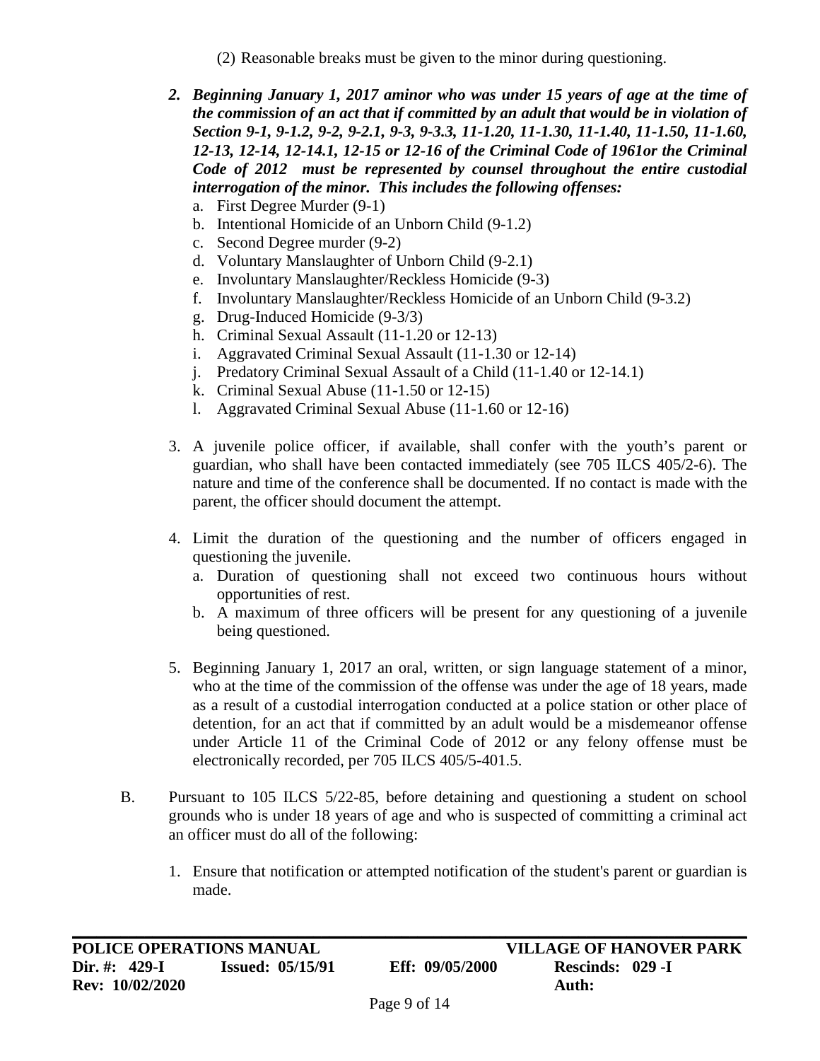(2) Reasonable breaks must be given to the minor during questioning.

2. ***Beginning January 1, 2017 aminor who was under 15 years of age at the time of the commission of an act that if committed by an adult that would be in violation of Section 9-1, 9-1.2, 9-2, 9-2.1, 9-3, 9-3.3, 11-1.20, 11-1.30, 11-1.40, 11-1.50, 11-1.60, 12-13, 12-14, 12-14.1, 12-15 or 12-16 of the Criminal Code of 1961or the Criminal Code of 2012 must be represented by counsel throughout the entire custodial interrogation of the minor. This includes the following offenses:***
   a. First Degree Murder (9-1)
   b. Intentional Homicide of an Unborn Child (9-1.2)
   c. Second Degree murder (9-2)
   d. Voluntary Manslaughter of Unborn Child (9-2.1)
   e. Involuntary Manslaughter/Reckless Homicide (9-3)
   f. Involuntary Manslaughter/Reckless Homicide of an Unborn Child (9-3.2)
   g. Drug-Induced Homicide (9-3/3)
   h. Criminal Sexual Assault (11-1.20 or 12-13)
   i. Aggravated Criminal Sexual Assault (11-1.30 or 12-14)
   j. Predatory Criminal Sexual Assault of a Child (11-1.40 or 12-14.1)
   k. Criminal Sexual Abuse (11-1.50 or 12-15)
   l. Aggravated Criminal Sexual Abuse (11-1.60 or 12-16)

3. A juvenile police officer, if available, shall confer with the youth's parent or guardian, who shall have been contacted immediately (see 705 ILCS 405/2-6). The nature and time of the conference shall be documented. If no contact is made with the parent, the officer should document the attempt.

4. Limit the duration of the questioning and the number of officers engaged in questioning the juvenile.
   a. Duration of questioning shall not exceed two continuous hours without opportunities of rest.
   b. A maximum of three officers will be present for any questioning of a juvenile being questioned.

5. Beginning January 1, 2017 an oral, written, or sign language statement of a minor, who at the time of the commission of the offense was under the age of 18 years, made as a result of a custodial interrogation conducted at a police station or other place of detention, for an act that if committed by an adult would be a misdemeanor offense under Article 11 of the Criminal Code of 2012 or any felony offense must be electronically recorded, per 705 ILCS 405/5-401.5.

B. Pursuant to 105 ILCS 5/22-85, before detaining and questioning a student on school grounds who is under 18 years of age and who is suspected of committing a criminal act an officer must do all of the following:

   1. Ensure that notification or attempted notification of the student's parent or guardian is made.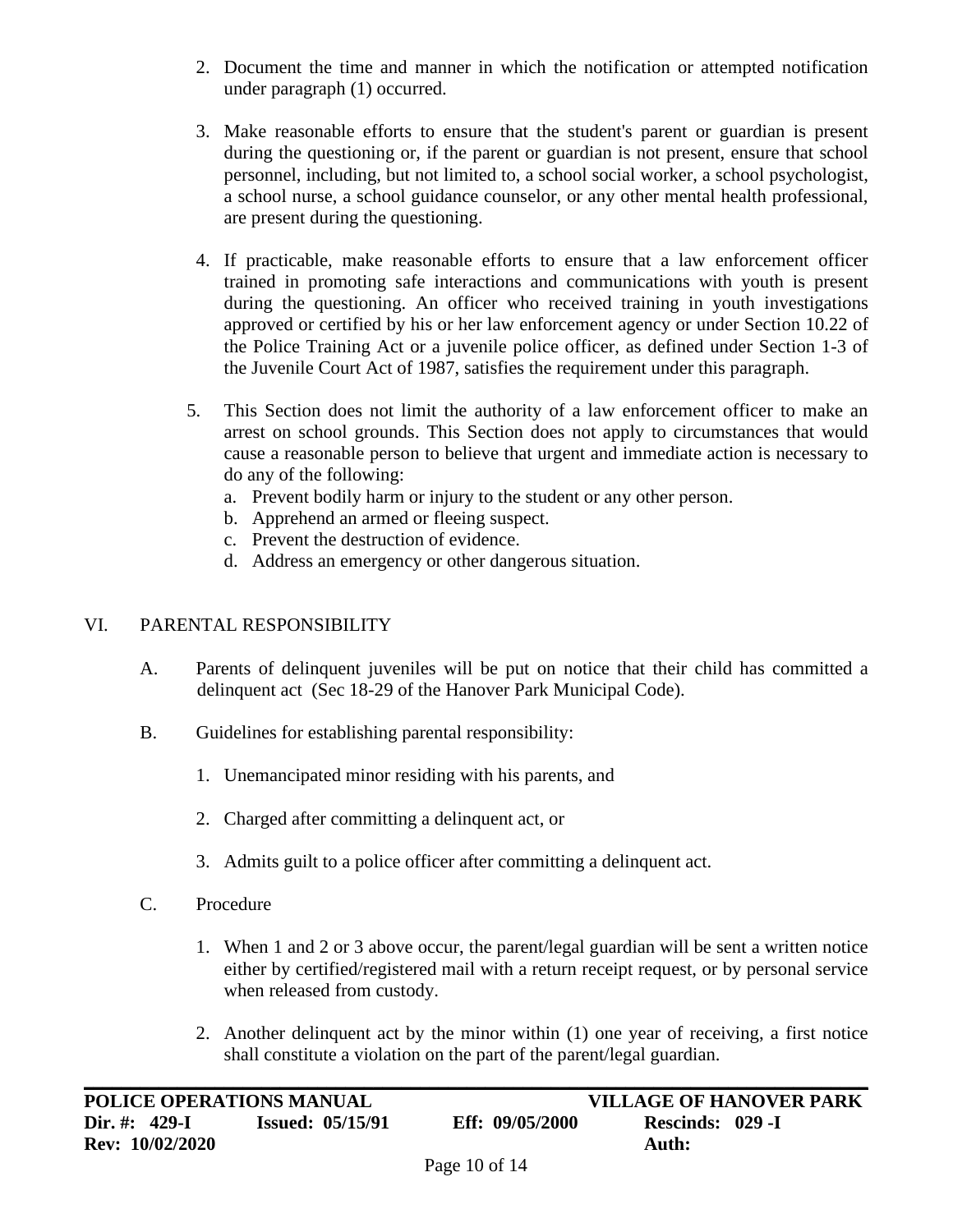2. Document the time and manner in which the notification or attempted notification under paragraph (1) occurred.

3. Make reasonable efforts to ensure that the student's parent or guardian is present during the questioning or, if the parent or guardian is not present, ensure that school personnel, including, but not limited to, a school social worker, a school psychologist, a school nurse, a school guidance counselor, or any other mental health professional, are present during the questioning.

4. If practicable, make reasonable efforts to ensure that a law enforcement officer trained in promoting safe interactions and communications with youth is present during the questioning. An officer who received training in youth investigations approved or certified by his or her law enforcement agency or under Section 10.22 of the Police Training Act or a juvenile police officer, as defined under Section 1-3 of the Juvenile Court Act of 1987, satisfies the requirement under this paragraph.

5. This Section does not limit the authority of a law enforcement officer to make an arrest on school grounds. This Section does not apply to circumstances that would cause a reasonable person to believe that urgent and immediate action is necessary to do any of the following:
   a. Prevent bodily harm or injury to the student or any other person.
   b. Apprehend an armed or fleeing suspect.
   c. Prevent the destruction of evidence.
   d. Address an emergency or other dangerous situation.

## VI. PARENTAL RESPONSIBILITY

A. Parents of delinquent juveniles will be put on notice that their child has committed a delinquent act (Sec 18-29 of the Hanover Park Municipal Code).

B. Guidelines for establishing parental responsibility:

1. Unemancipated minor residing with his parents, and

2. Charged after committing a delinquent act, or

3. Admits guilt to a police officer after committing a delinquent act.

C. Procedure

1. When 1 and 2 or 3 above occur, the parent/legal guardian will be sent a written notice either by certified/registered mail with a return receipt request, or by personal service when released from custody.

2. Another delinquent act by the minor within (1) one year of receiving, a first notice shall constitute a violation on the part of the parent/legal guardian.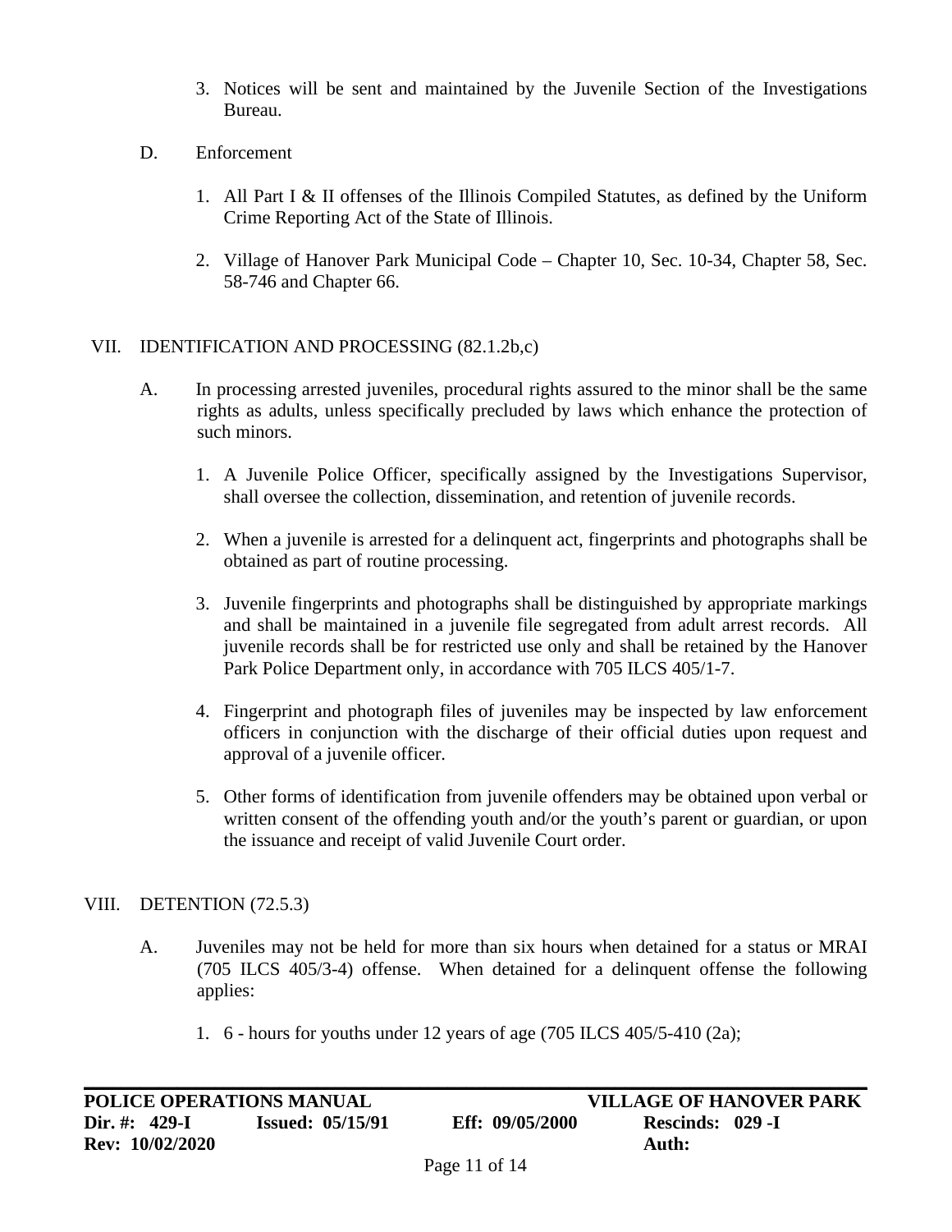3. Notices will be sent and maintained by the Juvenile Section of the Investigations Bureau.

D. Enforcement

1. All Part I & II offenses of the Illinois Compiled Statutes, as defined by the Uniform Crime Reporting Act of the State of Illinois.

2. Village of Hanover Park Municipal Code – Chapter 10, Sec. 10-34, Chapter 58, Sec. 58-746 and Chapter 66.

## VII. IDENTIFICATION AND PROCESSING (82.1.2b,c)

A. In processing arrested juveniles, procedural rights assured to the minor shall be the same rights as adults, unless specifically precluded by laws which enhance the protection of such minors.

1. A Juvenile Police Officer, specifically assigned by the Investigations Supervisor, shall oversee the collection, dissemination, and retention of juvenile records.

2. When a juvenile is arrested for a delinquent act, fingerprints and photographs shall be obtained as part of routine processing.

3. Juvenile fingerprints and photographs shall be distinguished by appropriate markings and shall be maintained in a juvenile file segregated from adult arrest records. All juvenile records shall be for restricted use only and shall be retained by the Hanover Park Police Department only, in accordance with 705 ILCS 405/1-7.

4. Fingerprint and photograph files of juveniles may be inspected by law enforcement officers in conjunction with the discharge of their official duties upon request and approval of a juvenile officer.

5. Other forms of identification from juvenile offenders may be obtained upon verbal or written consent of the offending youth and/or the youth's parent or guardian, or upon the issuance and receipt of valid Juvenile Court order.

## VIII. DETENTION (72.5.3)

A. Juveniles may not be held for more than six hours when detained for a status or MRAI (705 ILCS 405/3-4) offense. When detained for a delinquent offense the following applies:

1. 6 - hours for youths under 12 years of age (705 ILCS 405/5-410 (2a);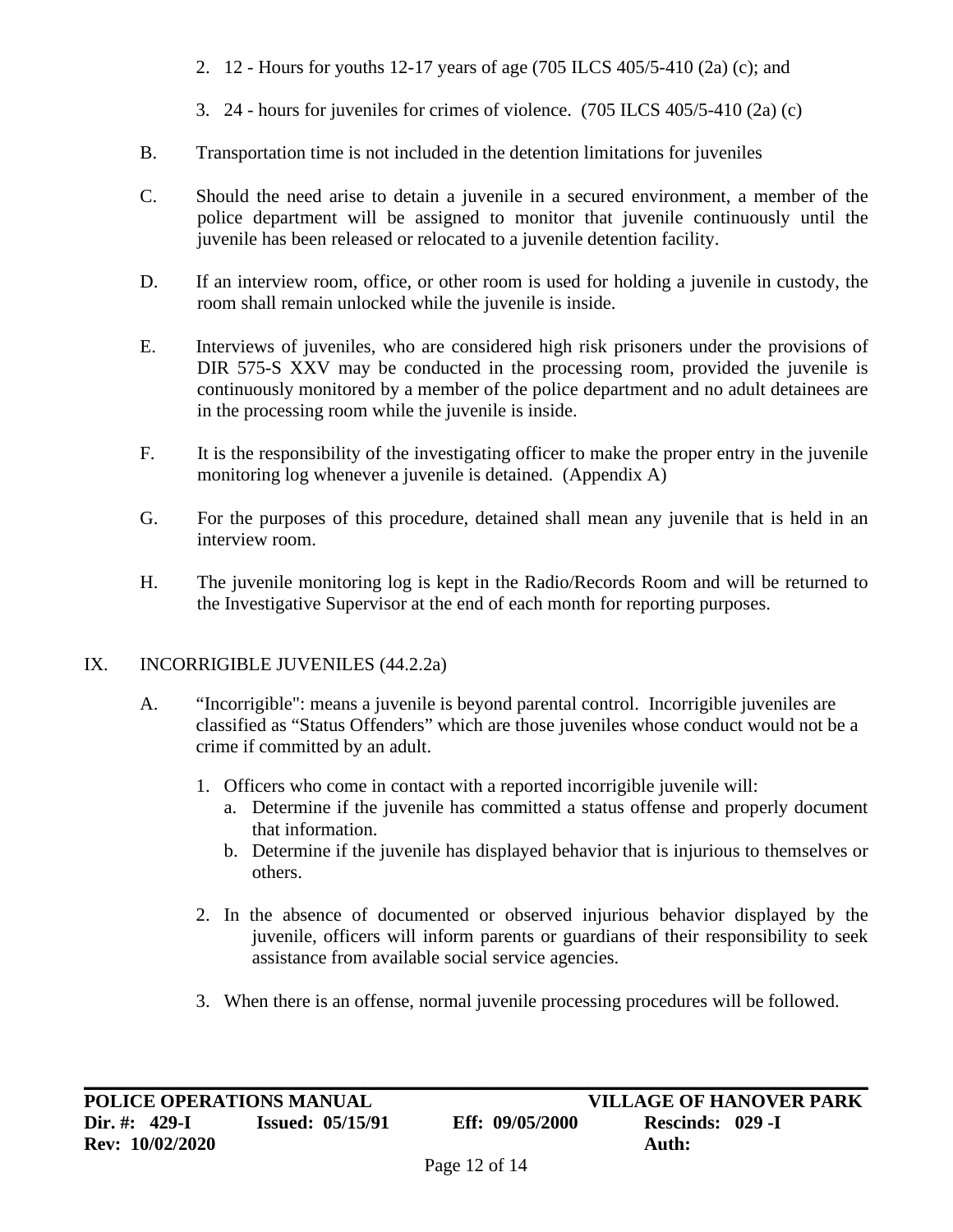2. 12 - Hours for youths 12-17 years of age (705 ILCS 405/5-410 (2a) (c); and

3. 24 - hours for juveniles for crimes of violence. (705 ILCS 405/5-410 (2a) (c)

B. Transportation time is not included in the detention limitations for juveniles

C. Should the need arise to detain a juvenile in a secured environment, a member of the police department will be assigned to monitor that juvenile continuously until the juvenile has been released or relocated to a juvenile detention facility.

D. If an interview room, office, or other room is used for holding a juvenile in custody, the room shall remain unlocked while the juvenile is inside.

E. Interviews of juveniles, who are considered high risk prisoners under the provisions of DIR 575-S XXV may be conducted in the processing room, provided the juvenile is continuously monitored by a member of the police department and no adult detainees are in the processing room while the juvenile is inside.

F. It is the responsibility of the investigating officer to make the proper entry in the juvenile monitoring log whenever a juvenile is detained. (Appendix A)

G. For the purposes of this procedure, detained shall mean any juvenile that is held in an interview room.

H. The juvenile monitoring log is kept in the Radio/Records Room and will be returned to the Investigative Supervisor at the end of each month for reporting purposes.

## IX. INCORRIGIBLE JUVENILES (44.2.2a)

A. "Incorrigible": means a juvenile is beyond parental control. Incorrigible juveniles are classified as "Status Offenders" which are those juveniles whose conduct would not be a crime if committed by an adult.

1. Officers who come in contact with a reported incorrigible juvenile will:
   a. Determine if the juvenile has committed a status offense and properly document that information.
   b. Determine if the juvenile has displayed behavior that is injurious to themselves or others.

2. In the absence of documented or observed injurious behavior displayed by the juvenile, officers will inform parents or guardians of their responsibility to seek assistance from available social service agencies.

3. When there is an offense, normal juvenile processing procedures will be followed.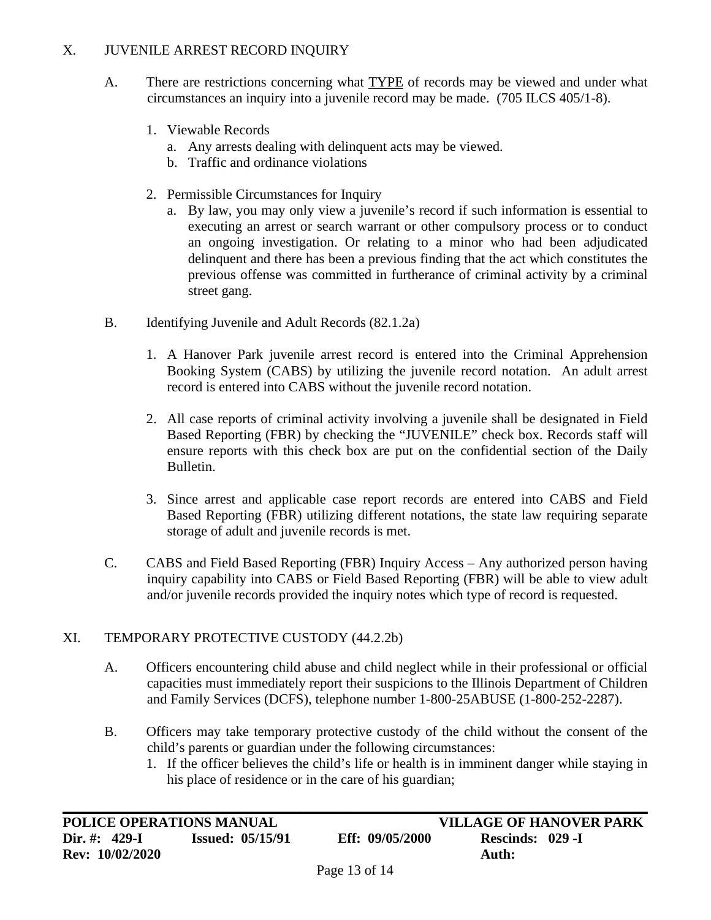## X. JUVENILE ARREST RECORD INQUIRY

A. There are restrictions concerning what <u>TYPE</u> of records may be viewed and under what circumstances an inquiry into a juvenile record may be made. (705 ILCS 405/1-8).

1. Viewable Records
   a. Any arrests dealing with delinquent acts may be viewed.
   b. Traffic and ordinance violations

2. Permissible Circumstances for Inquiry
   a. By law, you may only view a juvenile's record if such information is essential to executing an arrest or search warrant or other compulsory process or to conduct an ongoing investigation. Or relating to a minor who had been adjudicated delinquent and there has been a previous finding that the act which constitutes the previous offense was committed in furtherance of criminal activity by a criminal street gang.

B. Identifying Juvenile and Adult Records (82.1.2a)

1. A Hanover Park juvenile arrest record is entered into the Criminal Apprehension Booking System (CABS) by utilizing the juvenile record notation. An adult arrest record is entered into CABS without the juvenile record notation.

2. All case reports of criminal activity involving a juvenile shall be designated in Field Based Reporting (FBR) by checking the "JUVENILE" check box. Records staff will ensure reports with this check box are put on the confidential section of the Daily Bulletin.

3. Since arrest and applicable case report records are entered into CABS and Field Based Reporting (FBR) utilizing different notations, the state law requiring separate storage of adult and juvenile records is met.

C. CABS and Field Based Reporting (FBR) Inquiry Access – Any authorized person having inquiry capability into CABS or Field Based Reporting (FBR) will be able to view adult and/or juvenile records provided the inquiry notes which type of record is requested.

## XI. TEMPORARY PROTECTIVE CUSTODY (44.2.2b)

A. Officers encountering child abuse and child neglect while in their professional or official capacities must immediately report their suspicions to the Illinois Department of Children and Family Services (DCFS), telephone number 1-800-25ABUSE (1-800-252-2287).

B. Officers may take temporary protective custody of the child without the consent of the child's parents or guardian under the following circumstances:

1. If the officer believes the child's life or health is in imminent danger while staying in his place of residence or in the care of his guardian;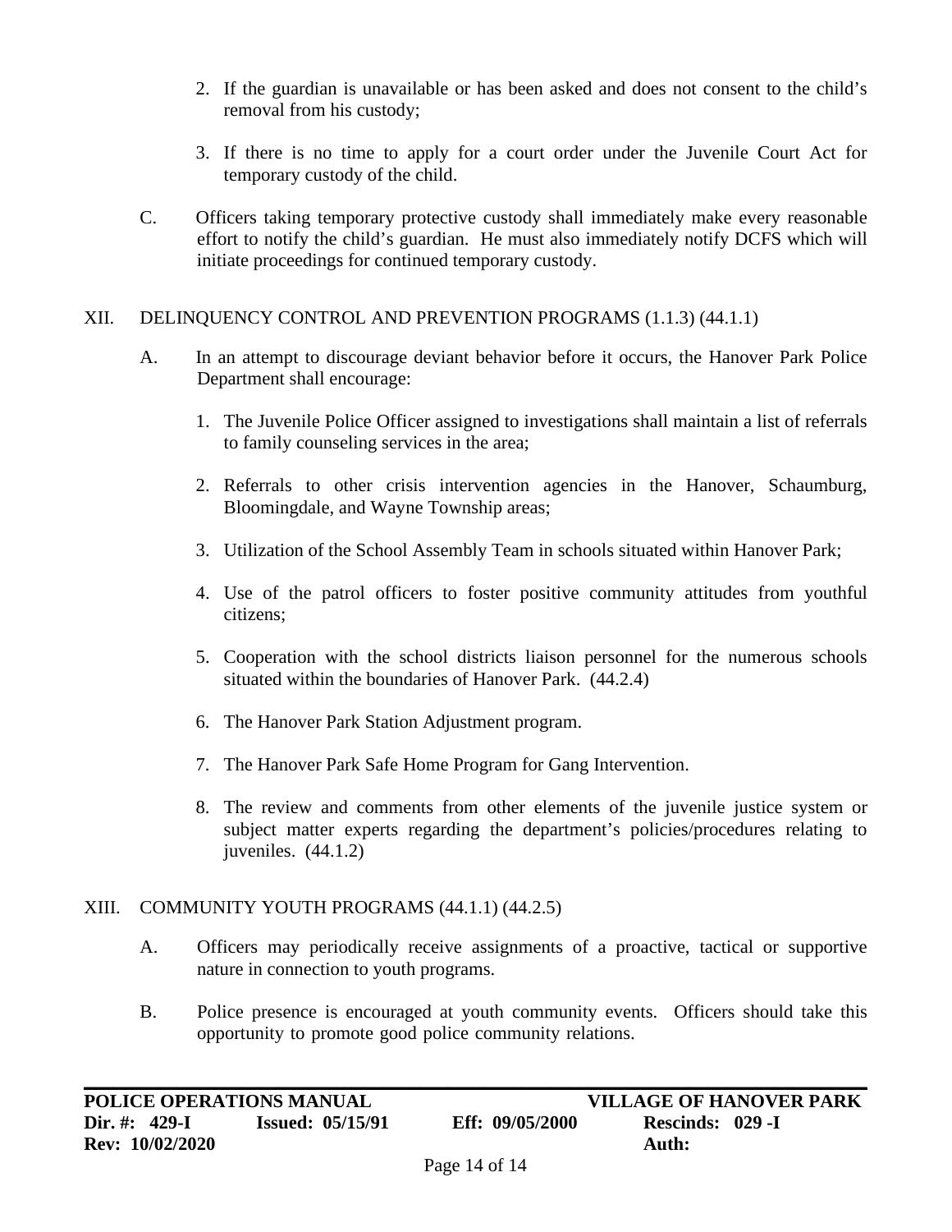2. If the guardian is unavailable or has been asked and does not consent to the child's removal from his custody;

3. If there is no time to apply for a court order under the Juvenile Court Act for temporary custody of the child.

C. Officers taking temporary protective custody shall immediately make every reasonable effort to notify the child's guardian. He must also immediately notify DCFS which will initiate proceedings for continued temporary custody.

## XII. DELINQUENCY CONTROL AND PREVENTION PROGRAMS (1.1.3) (44.1.1)

A. In an attempt to discourage deviant behavior before it occurs, the Hanover Park Police Department shall encourage:

1. The Juvenile Police Officer assigned to investigations shall maintain a list of referrals to family counseling services in the area;

2. Referrals to other crisis intervention agencies in the Hanover, Schaumburg, Bloomingdale, and Wayne Township areas;

3. Utilization of the School Assembly Team in schools situated within Hanover Park;

4. Use of the patrol officers to foster positive community attitudes from youthful citizens;

5. Cooperation with the school districts liaison personnel for the numerous schools situated within the boundaries of Hanover Park. (44.2.4)

6. The Hanover Park Station Adjustment program.

7. The Hanover Park Safe Home Program for Gang Intervention.

8. The review and comments from other elements of the juvenile justice system or subject matter experts regarding the department's policies/procedures relating to juveniles. (44.1.2)

## XIII. COMMUNITY YOUTH PROGRAMS (44.1.1) (44.2.5)

A. Officers may periodically receive assignments of a proactive, tactical or supportive nature in connection to youth programs.

B. Police presence is encouraged at youth community events. Officers should take this opportunity to promote good police community relations.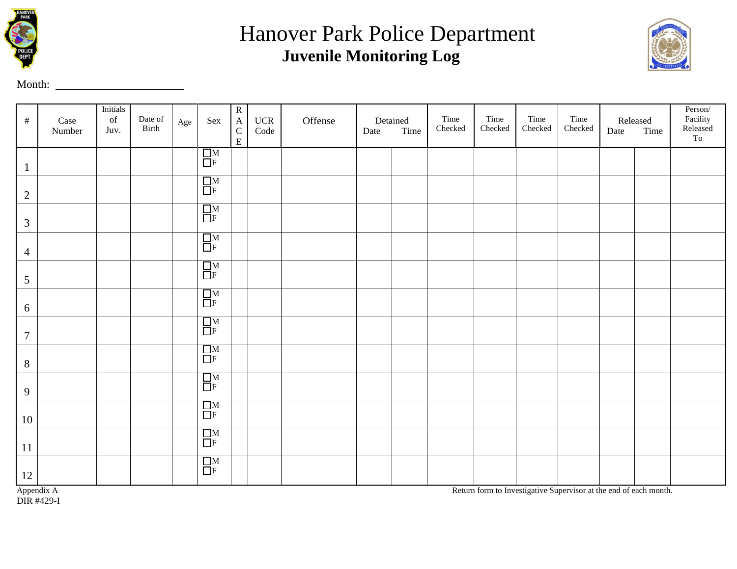# Hanover Park Police Department

## Juvenile Monitoring Log

Month: ______________________

| # | Case Number | Initials of Juv. | Date of Birth | Age | Sex | RACE | UCR Code | Offense | Detained | | Time Checked | Time Checked | Time Checked | Time Checked | Released | | Person/ Facility Released To |
|---|---|---|---|---|---|---|---|---|---|---|---|---|---|---|---|---|---|
| | | | | | | | | | Date | Time | | | | | Date | Time | |
| 1 | | | | | ☐M ☐F | | | | | | | | | | | | |
| 2 | | | | | ☐M ☐F | | | | | | | | | | | | |
| 3 | | | | | ☐M ☐F | | | | | | | | | | | | |
| 4 | | | | | ☐M ☐F | | | | | | | | | | | | |
| 5 | | | | | ☐M ☐F | | | | | | | | | | | | |
| 6 | | | | | ☐M ☐F | | | | | | | | | | | | |
| 7 | | | | | ☐M ☐F | | | | | | | | | | | | |
| 8 | | | | | ☐M ☐F | | | | | | | | | | | | |
| 9 | | | | | ☐M ☐F | | | | | | | | | | | | |
| 10 | | | | | ☐M ☐F | | | | | | | | | | | | |
| 11 | | | | | ☐M ☐F | | | | | | | | | | | | |
| 12 | | | | | ☐M ☐F | | | | | | | | | | | | |

Appendix A
DIR #429-I

Return form to Investigative Supervisor at the end of each month.